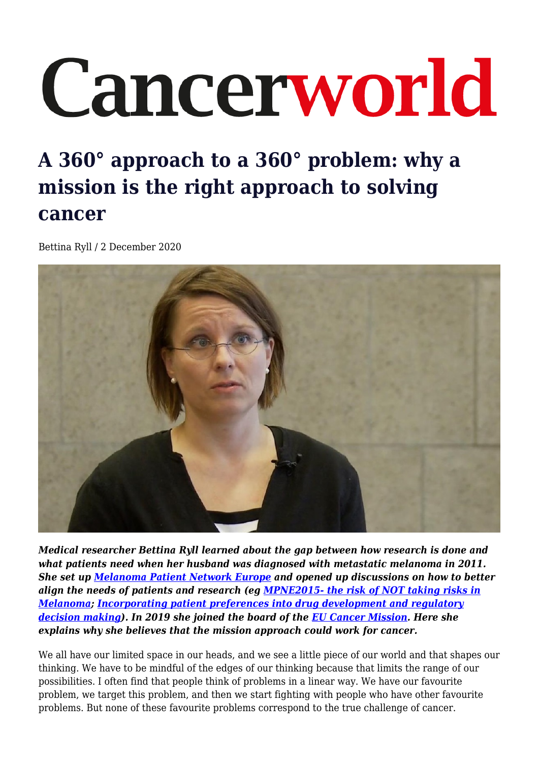Cancerworld

# A 360° approach to a 360° problem: why a mission is the right approach to solving cancer

Bettina Ryll / 2 December 2020

***Medical researcher Bettina Ryll learned about the gap between how research is done and what patients need when her husband was diagnosed with metastatic melanoma in 2011. She set up [Melanoma Patient Network Europe](#) and opened up discussions on how to better align the needs of patients and research (eg [MPNE2015- the risk of NOT taking risks in Melanoma](#); [Incorporating patient preferences into drug development and regulatory decision making](#)). In 2019 she joined the board of the [EU Cancer Mission](#). Here she explains why she believes that the mission approach could work for cancer.***

We all have our limited space in our heads, and we see a little piece of our world and that shapes our thinking. We have to be mindful of the edges of our thinking because that limits the range of our possibilities. I often find that people think of problems in a linear way. We have our favourite problem, we target this problem, and then we start fighting with people who have other favourite problems. But none of these favourite problems correspond to the true challenge of cancer.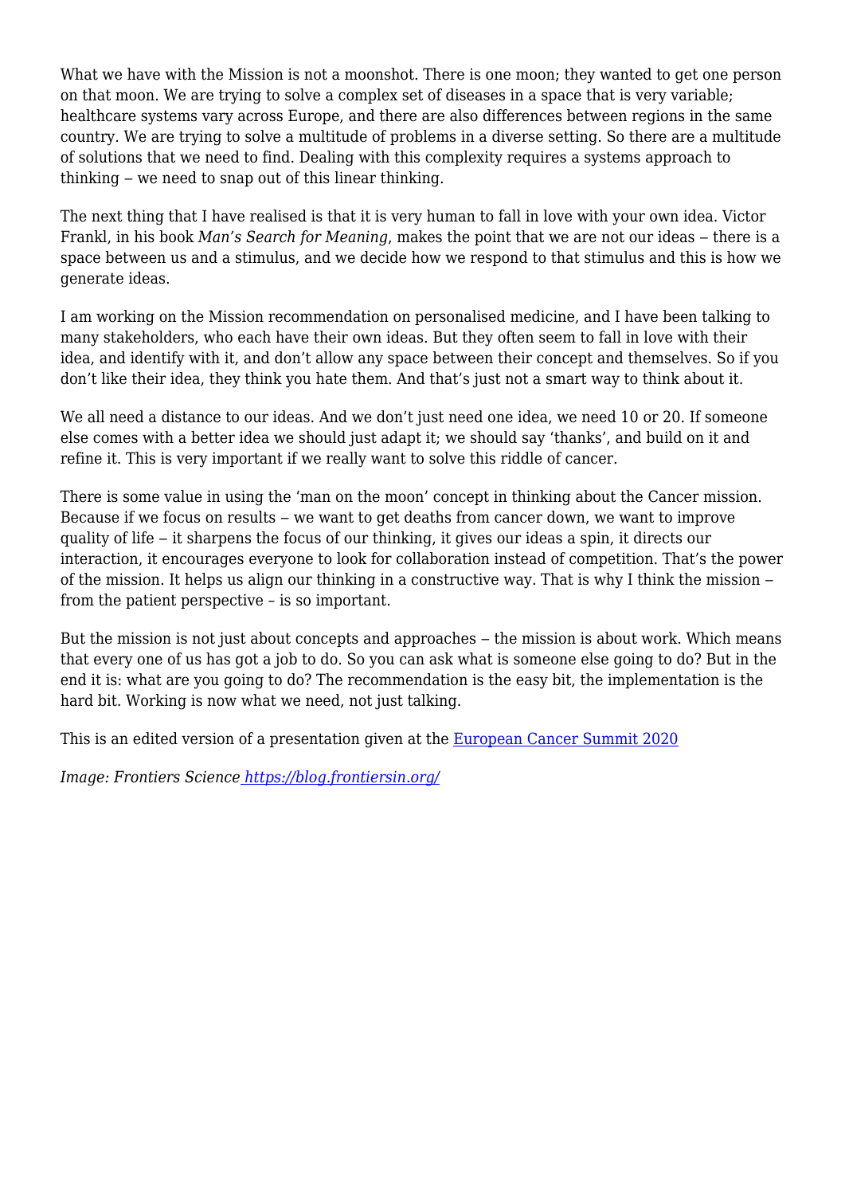What we have with the Mission is not a moonshot. There is one moon; they wanted to get one person on that moon. We are trying to solve a complex set of diseases in a space that is very variable; healthcare systems vary across Europe, and there are also differences between regions in the same country. We are trying to solve a multitude of problems in a diverse setting. So there are a multitude of solutions that we need to find. Dealing with this complexity requires a systems approach to thinking – we need to snap out of this linear thinking.

The next thing that I have realised is that it is very human to fall in love with your own idea. Victor Frankl, in his book *Man's Search for Meaning*, makes the point that we are not our ideas – there is a space between us and a stimulus, and we decide how we respond to that stimulus and this is how we generate ideas.

I am working on the Mission recommendation on personalised medicine, and I have been talking to many stakeholders, who each have their own ideas. But they often seem to fall in love with their idea, and identify with it, and don't allow any space between their concept and themselves. So if you don't like their idea, they think you hate them. And that's just not a smart way to think about it.

We all need a distance to our ideas. And we don't just need one idea, we need 10 or 20. If someone else comes with a better idea we should just adapt it; we should say 'thanks', and build on it and refine it. This is very important if we really want to solve this riddle of cancer.

There is some value in using the 'man on the moon' concept in thinking about the Cancer mission. Because if we focus on results – we want to get deaths from cancer down, we want to improve quality of life – it sharpens the focus of our thinking, it gives our ideas a spin, it directs our interaction, it encourages everyone to look for collaboration instead of competition. That's the power of the mission. It helps us align our thinking in a constructive way. That is why I think the mission – from the patient perspective – is so important.

But the mission is not just about concepts and approaches – the mission is about work. Which means that every one of us has got a job to do. So you can ask what is someone else going to do? But in the end it is: what are you going to do? The recommendation is the easy bit, the implementation is the hard bit. Working is now what we need, not just talking.

This is an edited version of a presentation given at the European Cancer Summit 2020

*Image: Frontiers Science https://blog.frontiersin.org/*